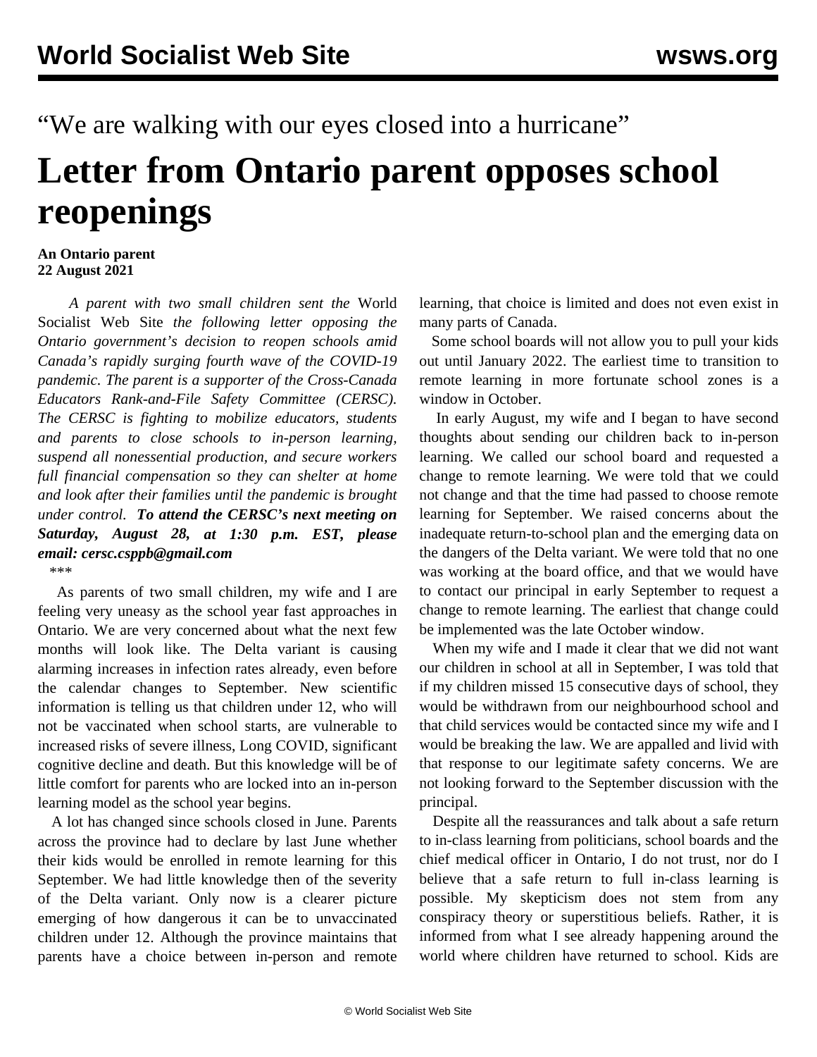“We are walking with our eyes closed into a hurricane”

# Letter from Ontario parent opposes school reopenings

**An Ontario parent**
**22 August 2021**

*A parent with two small children sent the* World Socialist Web Site *the following letter opposing the Ontario government’s decision to reopen schools amid Canada’s rapidly surging fourth wave of the COVID-19 pandemic. The parent is a supporter of the Cross-Canada Educators Rank-and-File Safety Committee (CERSC). The CERSC is fighting to mobilize educators, students and parents to close schools to in-person learning, suspend all nonessential production, and secure workers full financial compensation so they can shelter at home and look after their families until the pandemic is brought under control.* ***To attend the CERSC’s next meeting on Saturday, August 28, at 1:30 p.m. EST, please email: cersc.csppb@gmail.com***

***

As parents of two small children, my wife and I are feeling very uneasy as the school year fast approaches in Ontario. We are very concerned about what the next few months will look like. The Delta variant is causing alarming increases in infection rates already, even before the calendar changes to September. New scientific information is telling us that children under 12, who will not be vaccinated when school starts, are vulnerable to increased risks of severe illness, Long COVID, significant cognitive decline and death. But this knowledge will be of little comfort for parents who are locked into an in-person learning model as the school year begins.

A lot has changed since schools closed in June. Parents across the province had to declare by last June whether their kids would be enrolled in remote learning for this September. We had little knowledge then of the severity of the Delta variant. Only now is a clearer picture emerging of how dangerous it can be to unvaccinated children under 12. Although the province maintains that parents have a choice between in-person and remote learning, that choice is limited and does not even exist in many parts of Canada.

Some school boards will not allow you to pull your kids out until January 2022. The earliest time to transition to remote learning in more fortunate school zones is a window in October.

In early August, my wife and I began to have second thoughts about sending our children back to in-person learning. We called our school board and requested a change to remote learning. We were told that we could not change and that the time had passed to choose remote learning for September. We raised concerns about the inadequate return-to-school plan and the emerging data on the dangers of the Delta variant. We were told that no one was working at the board office, and that we would have to contact our principal in early September to request a change to remote learning. The earliest that change could be implemented was the late October window.

When my wife and I made it clear that we did not want our children in school at all in September, I was told that if my children missed 15 consecutive days of school, they would be withdrawn from our neighbourhood school and that child services would be contacted since my wife and I would be breaking the law. We are appalled and livid with that response to our legitimate safety concerns. We are not looking forward to the September discussion with the principal.

Despite all the reassurances and talk about a safe return to in-class learning from politicians, school boards and the chief medical officer in Ontario, I do not trust, nor do I believe that a safe return to full in-class learning is possible. My skepticism does not stem from any conspiracy theory or superstitious beliefs. Rather, it is informed from what I see already happening around the world where children have returned to school. Kids are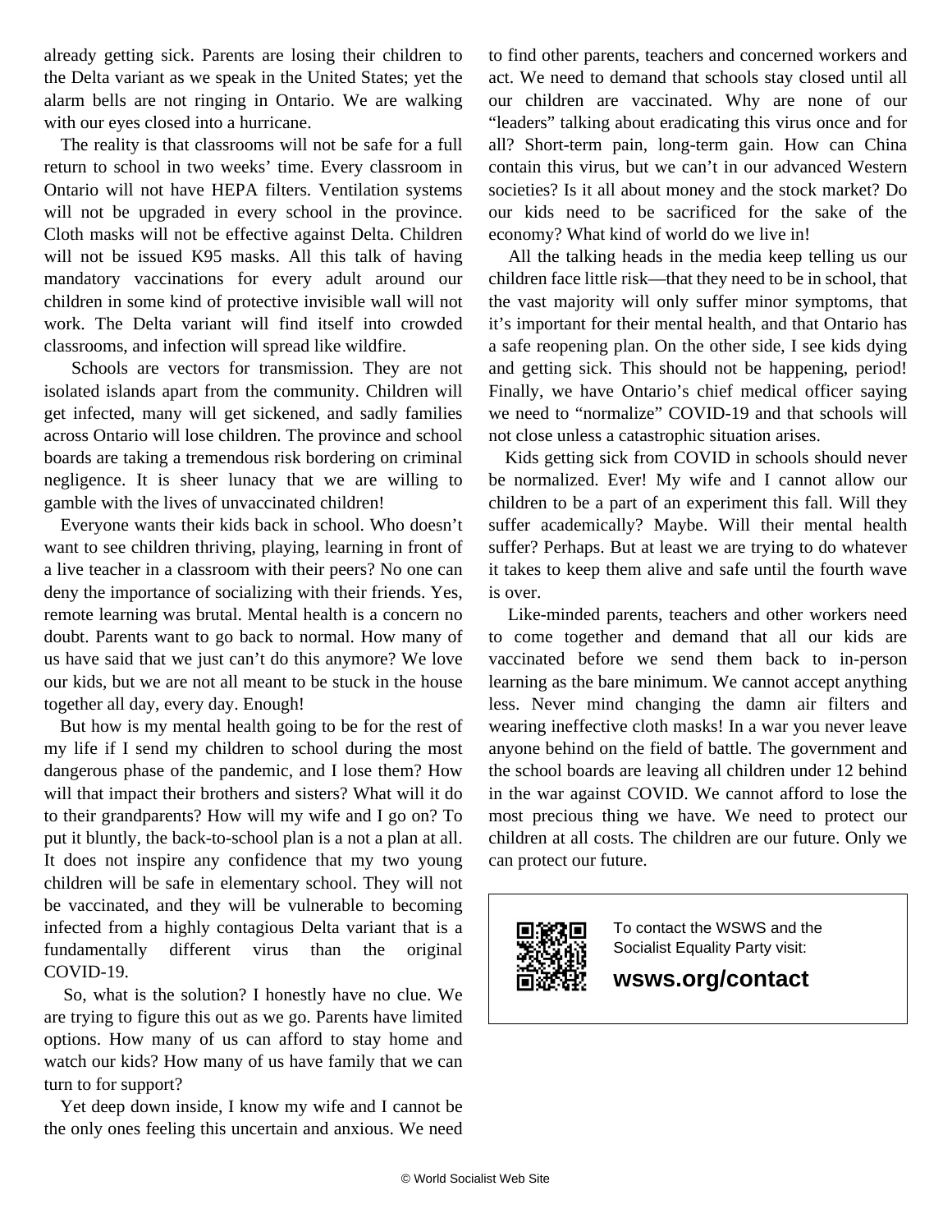already getting sick. Parents are losing their children to the Delta variant as we speak in the United States; yet the alarm bells are not ringing in Ontario. We are walking with our eyes closed into a hurricane.

The reality is that classrooms will not be safe for a full return to school in two weeks' time. Every classroom in Ontario will not have HEPA filters. Ventilation systems will not be upgraded in every school in the province. Cloth masks will not be effective against Delta. Children will not be issued K95 masks. All this talk of having mandatory vaccinations for every adult around our children in some kind of protective invisible wall will not work. The Delta variant will find itself into crowded classrooms, and infection will spread like wildfire.

Schools are vectors for transmission. They are not isolated islands apart from the community. Children will get infected, many will get sickened, and sadly families across Ontario will lose children. The province and school boards are taking a tremendous risk bordering on criminal negligence. It is sheer lunacy that we are willing to gamble with the lives of unvaccinated children!

Everyone wants their kids back in school. Who doesn't want to see children thriving, playing, learning in front of a live teacher in a classroom with their peers? No one can deny the importance of socializing with their friends. Yes, remote learning was brutal. Mental health is a concern no doubt. Parents want to go back to normal. How many of us have said that we just can't do this anymore? We love our kids, but we are not all meant to be stuck in the house together all day, every day. Enough!

But how is my mental health going to be for the rest of my life if I send my children to school during the most dangerous phase of the pandemic, and I lose them? How will that impact their brothers and sisters? What will it do to their grandparents? How will my wife and I go on? To put it bluntly, the back-to-school plan is a not a plan at all. It does not inspire any confidence that my two young children will be safe in elementary school. They will not be vaccinated, and they will be vulnerable to becoming infected from a highly contagious Delta variant that is a fundamentally different virus than the original COVID-19.

So, what is the solution? I honestly have no clue. We are trying to figure this out as we go. Parents have limited options. How many of us can afford to stay home and watch our kids? How many of us have family that we can turn to for support?

Yet deep down inside, I know my wife and I cannot be the only ones feeling this uncertain and anxious. We need to find other parents, teachers and concerned workers and act. We need to demand that schools stay closed until all our children are vaccinated. Why are none of our "leaders" talking about eradicating this virus once and for all? Short-term pain, long-term gain. How can China contain this virus, but we can't in our advanced Western societies? Is it all about money and the stock market? Do our kids need to be sacrificed for the sake of the economy? What kind of world do we live in!

All the talking heads in the media keep telling us our children face little risk—that they need to be in school, that the vast majority will only suffer minor symptoms, that it's important for their mental health, and that Ontario has a safe reopening plan. On the other side, I see kids dying and getting sick. This should not be happening, period! Finally, we have Ontario's chief medical officer saying we need to "normalize" COVID-19 and that schools will not close unless a catastrophic situation arises.

Kids getting sick from COVID in schools should never be normalized. Ever! My wife and I cannot allow our children to be a part of an experiment this fall. Will they suffer academically? Maybe. Will their mental health suffer? Perhaps. But at least we are trying to do whatever it takes to keep them alive and safe until the fourth wave is over.

Like-minded parents, teachers and other workers need to come together and demand that all our kids are vaccinated before we send them back to in-person learning as the bare minimum. We cannot accept anything less. Never mind changing the damn air filters and wearing ineffective cloth masks! In a war you never leave anyone behind on the field of battle. The government and the school boards are leaving all children under 12 behind in the war against COVID. We cannot afford to lose the most precious thing we have. We need to protect our children at all costs. The children are our future. Only we can protect our future.

To contact the WSWS and the Socialist Equality Party visit:

**wsws.org/contact**